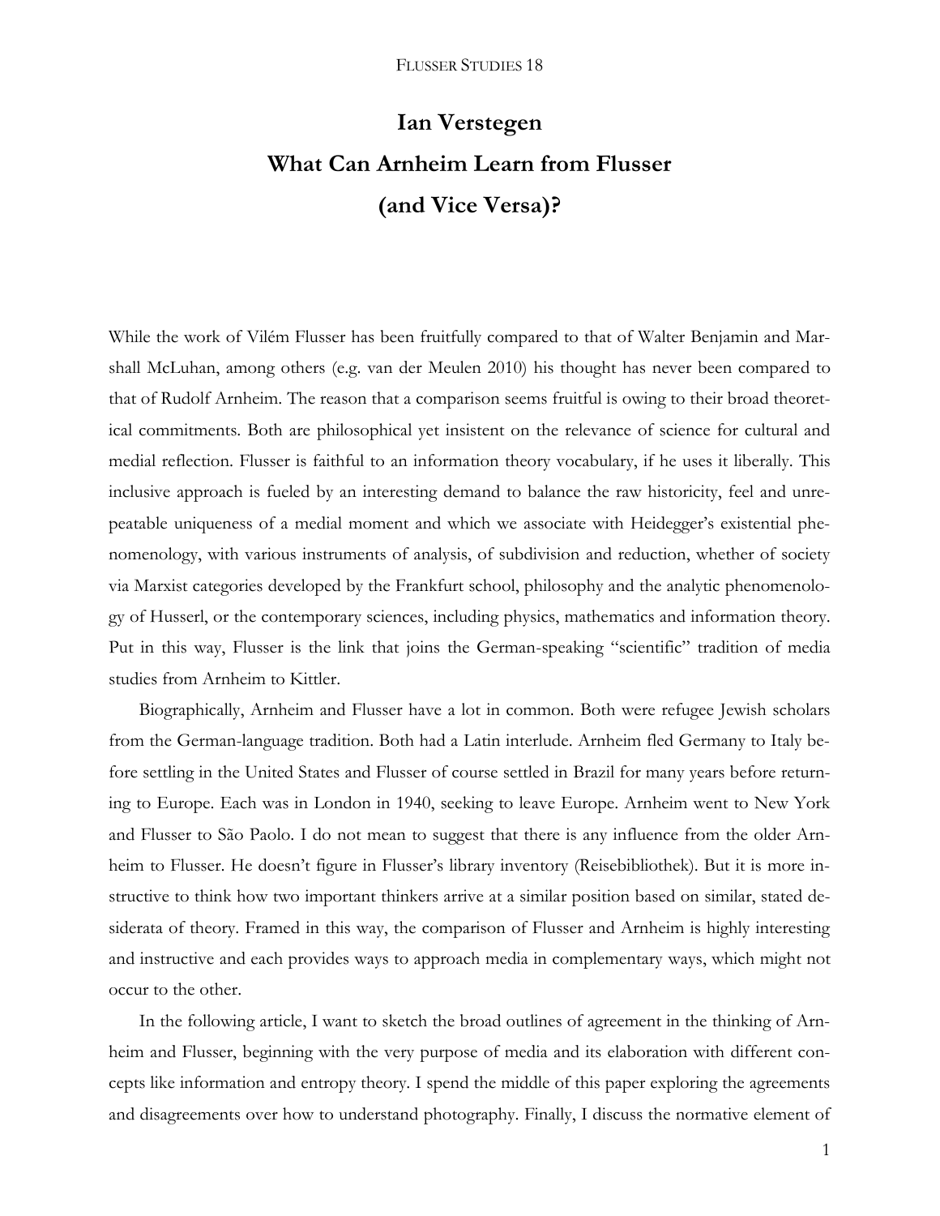# Ian Verstegen

# What Can Arnheim Learn from Flusser (and Vice Versa)?

While the work of Vilém Flusser has been fruitfully compared to that of Walter Benjamin and Marshall McLuhan, among others (e.g. van der Meulen 2010) his thought has never been compared to that of Rudolf Arnheim. The reason that a comparison seems fruitful is owing to their broad theoretical commitments. Both are philosophical yet insistent on the relevance of science for cultural and medial reflection. Flusser is faithful to an information theory vocabulary, if he uses it liberally. This inclusive approach is fueled by an interesting demand to balance the raw historicity, feel and unrepeatable uniqueness of a medial moment and which we associate with Heidegger's existential phenomenology, with various instruments of analysis, of subdivision and reduction, whether of society via Marxist categories developed by the Frankfurt school, philosophy and the analytic phenomenology of Husserl, or the contemporary sciences, including physics, mathematics and information theory. Put in this way, Flusser is the link that joins the German-speaking "scientific" tradition of media studies from Arnheim to Kittler.

Biographically, Arnheim and Flusser have a lot in common. Both were refugee Jewish scholars from the German-language tradition. Both had a Latin interlude. Arnheim fled Germany to Italy before settling in the United States and Flusser of course settled in Brazil for many years before returning to Europe. Each was in London in 1940, seeking to leave Europe. Arnheim went to New York and Flusser to São Paolo. I do not mean to suggest that there is any influence from the older Arnheim to Flusser. He doesn't figure in Flusser's library inventory (Reisebibliothek). But it is more instructive to think how two important thinkers arrive at a similar position based on similar, stated desiderata of theory. Framed in this way, the comparison of Flusser and Arnheim is highly interesting and instructive and each provides ways to approach media in complementary ways, which might not occur to the other.

In the following article, I want to sketch the broad outlines of agreement in the thinking of Arnheim and Flusser, beginning with the very purpose of media and its elaboration with different concepts like information and entropy theory. I spend the middle of this paper exploring the agreements and disagreements over how to understand photography. Finally, I discuss the normative element of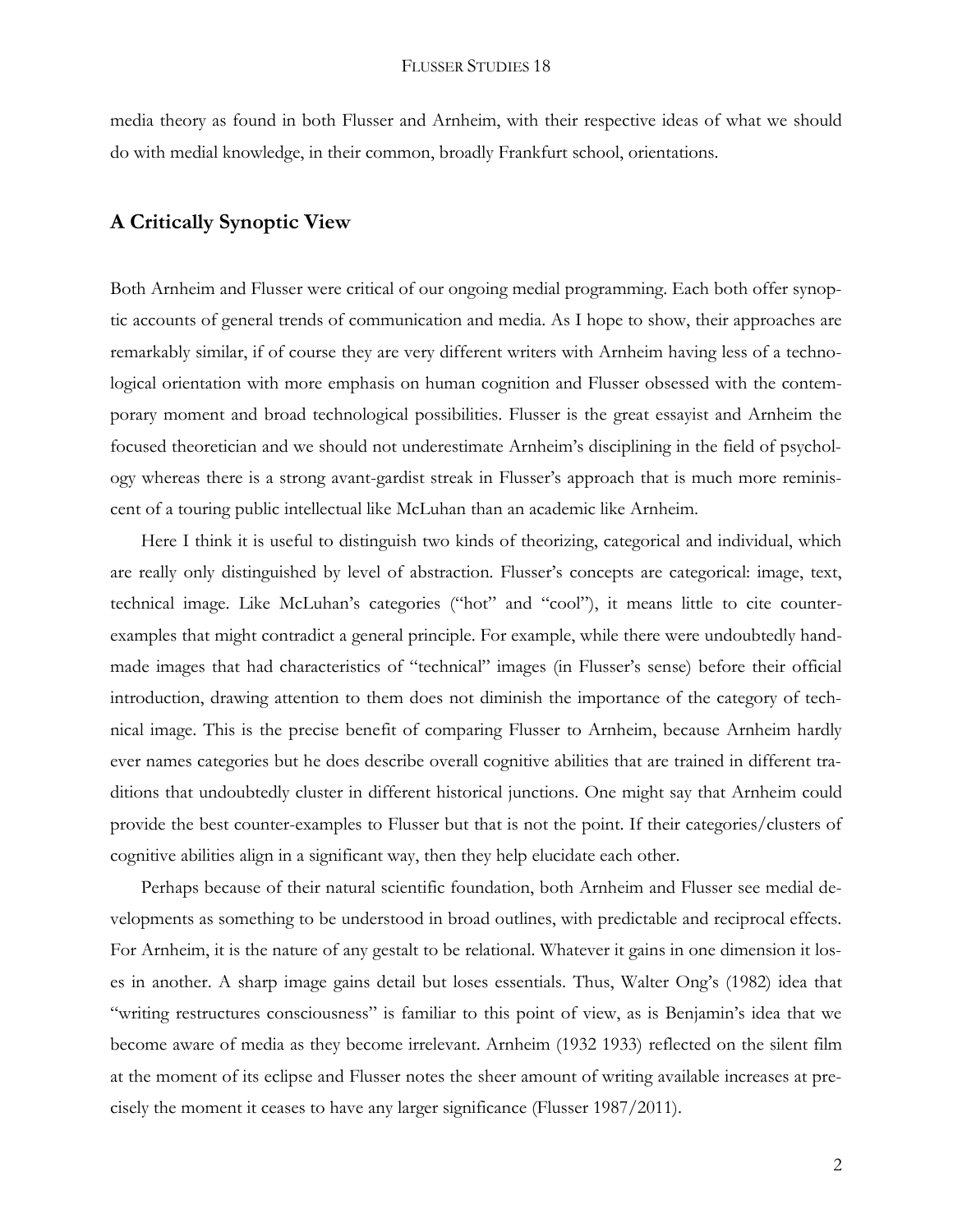media theory as found in both Flusser and Arnheim, with their respective ideas of what we should do with medial knowledge, in their common, broadly Frankfurt school, orientations.

## A Critically Synoptic View

Both Arnheim and Flusser were critical of our ongoing medial programming. Each both offer synoptic accounts of general trends of communication and media. As I hope to show, their approaches are remarkably similar, if of course they are very different writers with Arnheim having less of a technological orientation with more emphasis on human cognition and Flusser obsessed with the contemporary moment and broad technological possibilities. Flusser is the great essayist and Arnheim the focused theoretician and we should not underestimate Arnheim's disciplining in the field of psychology whereas there is a strong avant-gardist streak in Flusser's approach that is much more reminiscent of a touring public intellectual like McLuhan than an academic like Arnheim.

Here I think it is useful to distinguish two kinds of theorizing, categorical and individual, which are really only distinguished by level of abstraction. Flusser's concepts are categorical: image, text, technical image. Like McLuhan's categories ("hot" and "cool"), it means little to cite counter-examples that might contradict a general principle. For example, while there were undoubtedly hand-made images that had characteristics of "technical" images (in Flusser's sense) before their official introduction, drawing attention to them does not diminish the importance of the category of technical image. This is the precise benefit of comparing Flusser to Arnheim, because Arnheim hardly ever names categories but he does describe overall cognitive abilities that are trained in different traditions that undoubtedly cluster in different historical junctions. One might say that Arnheim could provide the best counter-examples to Flusser but that is not the point. If their categories/clusters of cognitive abilities align in a significant way, then they help elucidate each other.

Perhaps because of their natural scientific foundation, both Arnheim and Flusser see medial developments as something to be understood in broad outlines, with predictable and reciprocal effects. For Arnheim, it is the nature of any gestalt to be relational. Whatever it gains in one dimension it loses in another. A sharp image gains detail but loses essentials. Thus, Walter Ong's (1982) idea that "writing restructures consciousness" is familiar to this point of view, as is Benjamin's idea that we become aware of media as they become irrelevant. Arnheim (1932 1933) reflected on the silent film at the moment of its eclipse and Flusser notes the sheer amount of writing available increases at precisely the moment it ceases to have any larger significance (Flusser 1987/2011).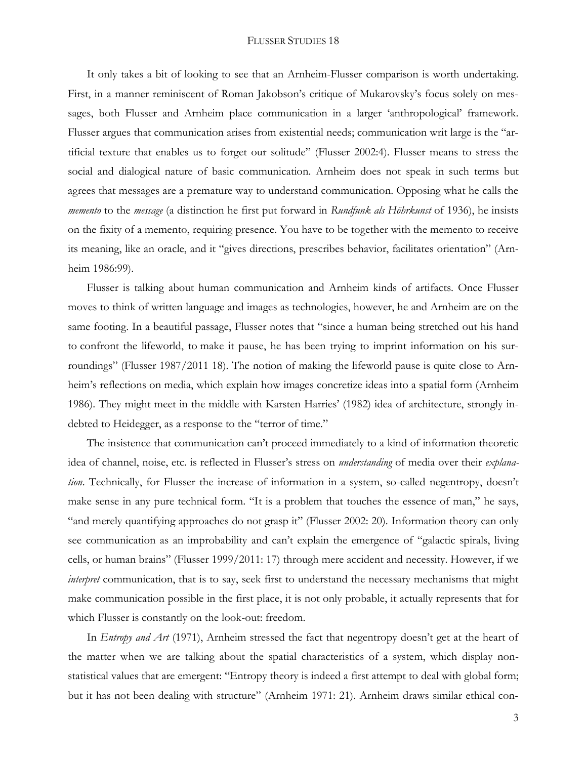It only takes a bit of looking to see that an Arnheim-Flusser comparison is worth undertaking. First, in a manner reminiscent of Roman Jakobson's critique of Mukarovsky's focus solely on messages, both Flusser and Arnheim place communication in a larger 'anthropological' framework. Flusser argues that communication arises from existential needs; communication writ large is the "artificial texture that enables us to forget our solitude" (Flusser 2002:4). Flusser means to stress the social and dialogical nature of basic communication. Arnheim does not speak in such terms but agrees that messages are a premature way to understand communication. Opposing what he calls the *memento* to the *message* (a distinction he first put forward in *Rundfunk als Höhrkunst* of 1936), he insists on the fixity of a memento, requiring presence. You have to be together with the memento to receive its meaning, like an oracle, and it "gives directions, prescribes behavior, facilitates orientation" (Arnheim 1986:99).

Flusser is talking about human communication and Arnheim kinds of artifacts. Once Flusser moves to think of written language and images as technologies, however, he and Arnheim are on the same footing. In a beautiful passage, Flusser notes that "since a human being stretched out his hand to confront the lifeworld, to make it pause, he has been trying to imprint information on his surroundings" (Flusser 1987/2011 18). The notion of making the lifeworld pause is quite close to Arnheim's reflections on media, which explain how images concretize ideas into a spatial form (Arnheim 1986). They might meet in the middle with Karsten Harries' (1982) idea of architecture, strongly indebted to Heidegger, as a response to the "terror of time."

The insistence that communication can't proceed immediately to a kind of information theoretic idea of channel, noise, etc. is reflected in Flusser's stress on *understanding* of media over their *explanation*. Technically, for Flusser the increase of information in a system, so-called negentropy, doesn't make sense in any pure technical form. "It is a problem that touches the essence of man," he says, "and merely quantifying approaches do not grasp it" (Flusser 2002: 20). Information theory can only see communication as an improbability and can't explain the emergence of "galactic spirals, living cells, or human brains" (Flusser 1999/2011: 17) through mere accident and necessity. However, if we *interpret* communication, that is to say, seek first to understand the necessary mechanisms that might make communication possible in the first place, it is not only probable, it actually represents that for which Flusser is constantly on the look-out: freedom.

In *Entropy and Art* (1971), Arnheim stressed the fact that negentropy doesn't get at the heart of the matter when we are talking about the spatial characteristics of a system, which display non-statistical values that are emergent: "Entropy theory is indeed a first attempt to deal with global form; but it has not been dealing with structure" (Arnheim 1971: 21). Arnheim draws similar ethical con-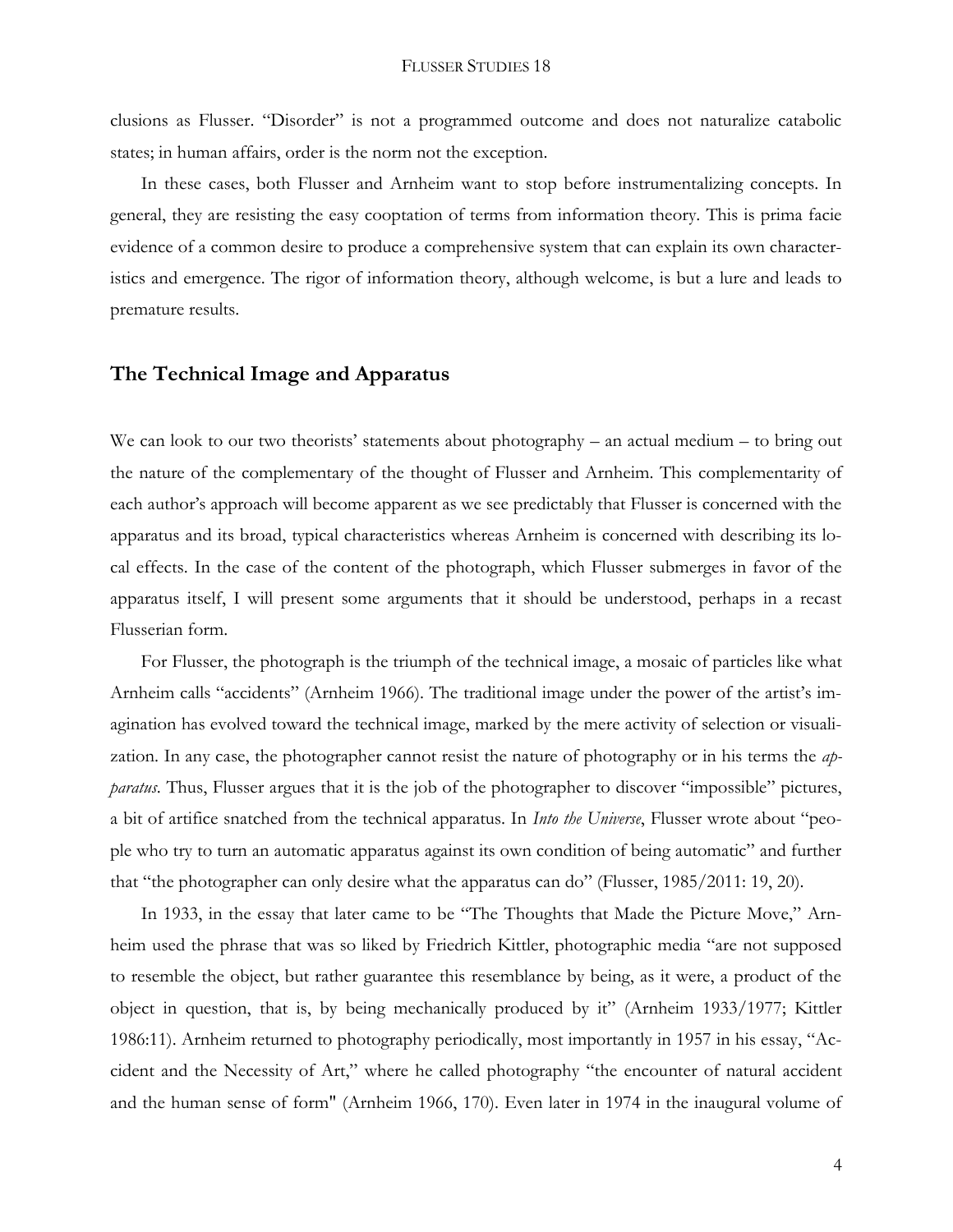clusions as Flusser. "Disorder" is not a programmed outcome and does not naturalize catabolic states; in human affairs, order is the norm not the exception.

In these cases, both Flusser and Arnheim want to stop before instrumentalizing concepts. In general, they are resisting the easy cooptation of terms from information theory. This is prima facie evidence of a common desire to produce a comprehensive system that can explain its own characteristics and emergence. The rigor of information theory, although welcome, is but a lure and leads to premature results.

## The Technical Image and Apparatus

We can look to our two theorists' statements about photography – an actual medium – to bring out the nature of the complementary of the thought of Flusser and Arnheim. This complementarity of each author's approach will become apparent as we see predictably that Flusser is concerned with the apparatus and its broad, typical characteristics whereas Arnheim is concerned with describing its local effects. In the case of the content of the photograph, which Flusser submerges in favor of the apparatus itself, I will present some arguments that it should be understood, perhaps in a recast Flusserian form.

For Flusser, the photograph is the triumph of the technical image, a mosaic of particles like what Arnheim calls "accidents" (Arnheim 1966). The traditional image under the power of the artist's imagination has evolved toward the technical image, marked by the mere activity of selection or visualization. In any case, the photographer cannot resist the nature of photography or in his terms the *apparatus*. Thus, Flusser argues that it is the job of the photographer to discover "impossible" pictures, a bit of artifice snatched from the technical apparatus. In *Into the Universe*, Flusser wrote about "people who try to turn an automatic apparatus against its own condition of being automatic" and further that "the photographer can only desire what the apparatus can do" (Flusser, 1985/2011: 19, 20).

In 1933, in the essay that later came to be "The Thoughts that Made the Picture Move," Arnheim used the phrase that was so liked by Friedrich Kittler, photographic media "are not supposed to resemble the object, but rather guarantee this resemblance by being, as it were, a product of the object in question, that is, by being mechanically produced by it" (Arnheim 1933/1977; Kittler 1986:11). Arnheim returned to photography periodically, most importantly in 1957 in his essay, "Accident and the Necessity of Art," where he called photography "the encounter of natural accident and the human sense of form" (Arnheim 1966, 170). Even later in 1974 in the inaugural volume of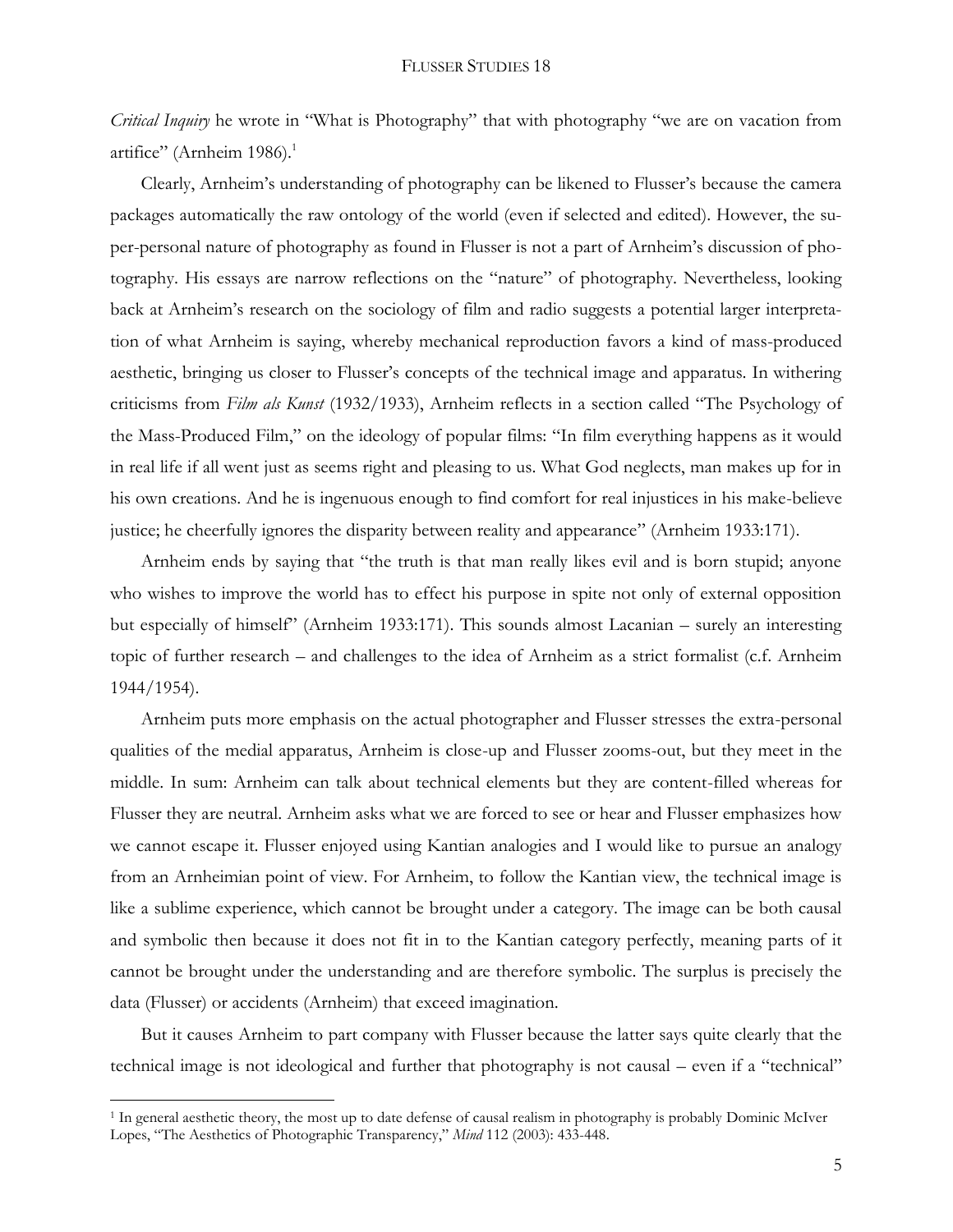*Critical Inquiry* he wrote in "What is Photography" that with photography "we are on vacation from artifice" (Arnheim 1986).[1]

Clearly, Arnheim's understanding of photography can be likened to Flusser's because the camera packages automatically the raw ontology of the world (even if selected and edited). However, the super-personal nature of photography as found in Flusser is not a part of Arnheim's discussion of photography. His essays are narrow reflections on the "nature" of photography. Nevertheless, looking back at Arnheim's research on the sociology of film and radio suggests a potential larger interpretation of what Arnheim is saying, whereby mechanical reproduction favors a kind of mass-produced aesthetic, bringing us closer to Flusser's concepts of the technical image and apparatus. In withering criticisms from *Film als Kunst* (1932/1933), Arnheim reflects in a section called "The Psychology of the Mass-Produced Film," on the ideology of popular films: "In film everything happens as it would in real life if all went just as seems right and pleasing to us. What God neglects, man makes up for in his own creations. And he is ingenuous enough to find comfort for real injustices in his make-believe justice; he cheerfully ignores the disparity between reality and appearance" (Arnheim 1933:171).

Arnheim ends by saying that "the truth is that man really likes evil and is born stupid; anyone who wishes to improve the world has to effect his purpose in spite not only of external opposition but especially of himself" (Arnheim 1933:171). This sounds almost Lacanian – surely an interesting topic of further research – and challenges to the idea of Arnheim as a strict formalist (c.f. Arnheim 1944/1954).

Arnheim puts more emphasis on the actual photographer and Flusser stresses the extra-personal qualities of the medial apparatus, Arnheim is close-up and Flusser zooms-out, but they meet in the middle. In sum: Arnheim can talk about technical elements but they are content-filled whereas for Flusser they are neutral. Arnheim asks what we are forced to see or hear and Flusser emphasizes how we cannot escape it. Flusser enjoyed using Kantian analogies and I would like to pursue an analogy from an Arnheimian point of view. For Arnheim, to follow the Kantian view, the technical image is like a sublime experience, which cannot be brought under a category. The image can be both causal and symbolic then because it does not fit in to the Kantian category perfectly, meaning parts of it cannot be brought under the understanding and are therefore symbolic. The surplus is precisely the data (Flusser) or accidents (Arnheim) that exceed imagination.

But it causes Arnheim to part company with Flusser because the latter says quite clearly that the technical image is not ideological and further that photography is not causal – even if a "technical"

---

[1] In general aesthetic theory, the most up to date defense of causal realism in photography is probably Dominic McIver Lopes, "The Aesthetics of Photographic Transparency," *Mind* 112 (2003): 433-448.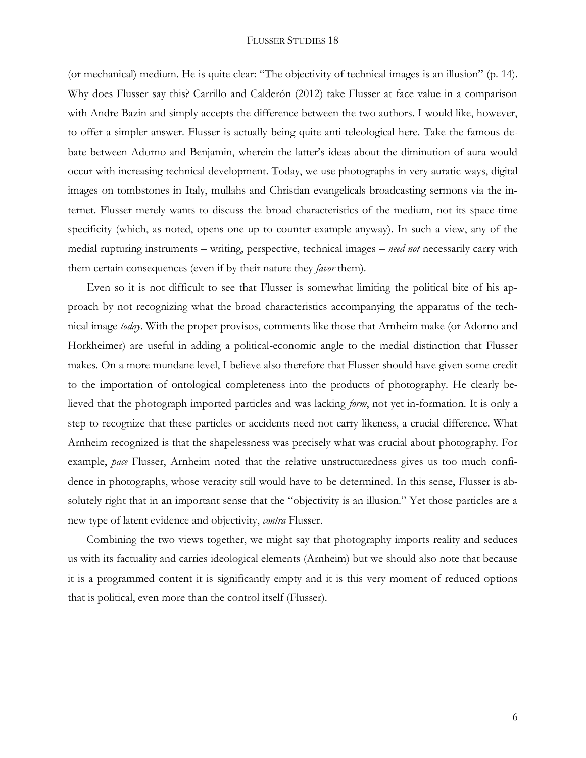(or mechanical) medium. He is quite clear: "The objectivity of technical images is an illusion" (p. 14). Why does Flusser say this? Carrillo and Calderón (2012) take Flusser at face value in a comparison with Andre Bazin and simply accepts the difference between the two authors. I would like, however, to offer a simpler answer. Flusser is actually being quite anti-teleological here. Take the famous debate between Adorno and Benjamin, wherein the latter's ideas about the diminution of aura would occur with increasing technical development. Today, we use photographs in very auratic ways, digital images on tombstones in Italy, mullahs and Christian evangelicals broadcasting sermons via the internet. Flusser merely wants to discuss the broad characteristics of the medium, not its space-time specificity (which, as noted, opens one up to counter-example anyway). In such a view, any of the medial rupturing instruments – writing, perspective, technical images – *need not* necessarily carry with them certain consequences (even if by their nature they *favor* them).

Even so it is not difficult to see that Flusser is somewhat limiting the political bite of his approach by not recognizing what the broad characteristics accompanying the apparatus of the technical image *today*. With the proper provisos, comments like those that Arnheim make (or Adorno and Horkheimer) are useful in adding a political-economic angle to the medial distinction that Flusser makes. On a more mundane level, I believe also therefore that Flusser should have given some credit to the importation of ontological completeness into the products of photography. He clearly believed that the photograph imported particles and was lacking *form*, not yet in-formation. It is only a step to recognize that these particles or accidents need not carry likeness, a crucial difference. What Arnheim recognized is that the shapelessness was precisely what was crucial about photography. For example, *pace* Flusser, Arnheim noted that the relative unstructuredness gives us too much confidence in photographs, whose veracity still would have to be determined. In this sense, Flusser is absolutely right that in an important sense that the "objectivity is an illusion." Yet those particles are a new type of latent evidence and objectivity, *contra* Flusser.

Combining the two views together, we might say that photography imports reality and seduces us with its factuality and carries ideological elements (Arnheim) but we should also note that because it is a programmed content it is significantly empty and it is this very moment of reduced options that is political, even more than the control itself (Flusser).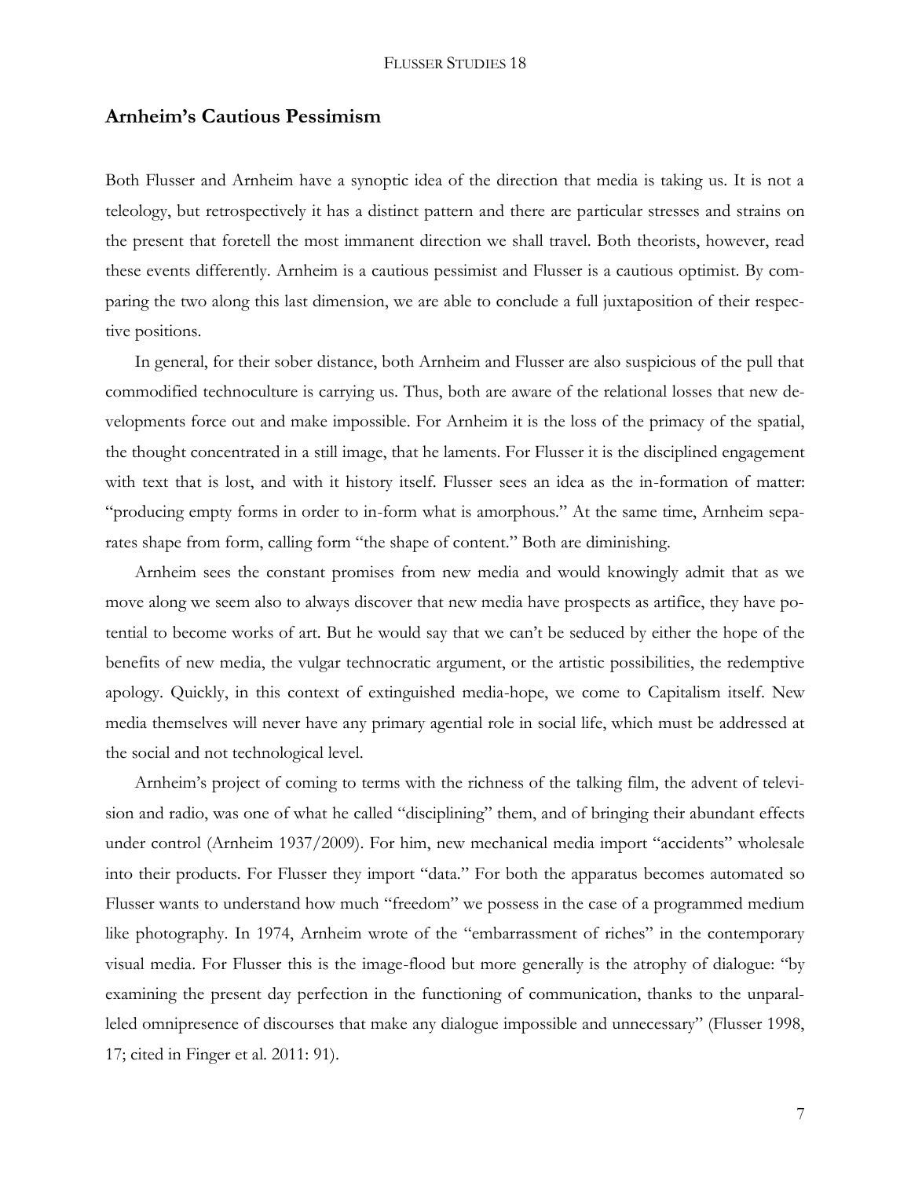## Arnheim's Cautious Pessimism

Both Flusser and Arnheim have a synoptic idea of the direction that media is taking us. It is not a teleology, but retrospectively it has a distinct pattern and there are particular stresses and strains on the present that foretell the most immanent direction we shall travel. Both theorists, however, read these events differently. Arnheim is a cautious pessimist and Flusser is a cautious optimist. By comparing the two along this last dimension, we are able to conclude a full juxtaposition of their respective positions.

In general, for their sober distance, both Arnheim and Flusser are also suspicious of the pull that commodified technoculture is carrying us. Thus, both are aware of the relational losses that new developments force out and make impossible. For Arnheim it is the loss of the primacy of the spatial, the thought concentrated in a still image, that he laments. For Flusser it is the disciplined engagement with text that is lost, and with it history itself. Flusser sees an idea as the in-formation of matter: "producing empty forms in order to in-form what is amorphous." At the same time, Arnheim separates shape from form, calling form "the shape of content." Both are diminishing.

Arnheim sees the constant promises from new media and would knowingly admit that as we move along we seem also to always discover that new media have prospects as artifice, they have potential to become works of art. But he would say that we can't be seduced by either the hope of the benefits of new media, the vulgar technocratic argument, or the artistic possibilities, the redemptive apology. Quickly, in this context of extinguished media-hope, we come to Capitalism itself. New media themselves will never have any primary agential role in social life, which must be addressed at the social and not technological level.

Arnheim's project of coming to terms with the richness of the talking film, the advent of television and radio, was one of what he called "disciplining" them, and of bringing their abundant effects under control (Arnheim 1937/2009). For him, new mechanical media import "accidents" wholesale into their products. For Flusser they import "data." For both the apparatus becomes automated so Flusser wants to understand how much "freedom" we possess in the case of a programmed medium like photography. In 1974, Arnheim wrote of the "embarrassment of riches" in the contemporary visual media. For Flusser this is the image-flood but more generally is the atrophy of dialogue: "by examining the present day perfection in the functioning of communication, thanks to the unparalleled omnipresence of discourses that make any dialogue impossible and unnecessary" (Flusser 1998, 17; cited in Finger et al. 2011: 91).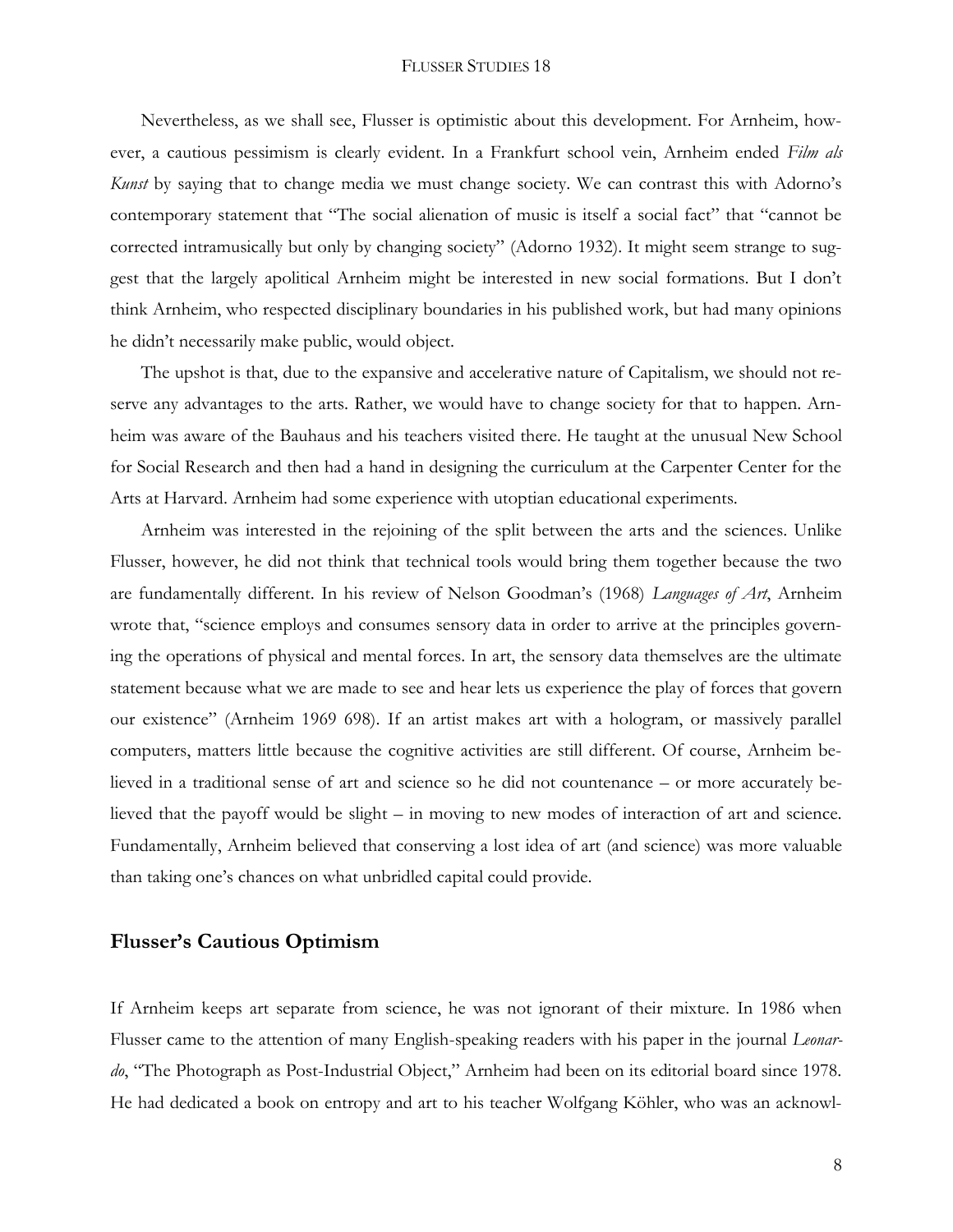Nevertheless, as we shall see, Flusser is optimistic about this development. For Arnheim, however, a cautious pessimism is clearly evident. In a Frankfurt school vein, Arnheim ended *Film als Kunst* by saying that to change media we must change society. We can contrast this with Adorno's contemporary statement that "The social alienation of music is itself a social fact" that "cannot be corrected intramusically but only by changing society" (Adorno 1932). It might seem strange to suggest that the largely apolitical Arnheim might be interested in new social formations. But I don't think Arnheim, who respected disciplinary boundaries in his published work, but had many opinions he didn't necessarily make public, would object.

The upshot is that, due to the expansive and accelerative nature of Capitalism, we should not reserve any advantages to the arts. Rather, we would have to change society for that to happen. Arnheim was aware of the Bauhaus and his teachers visited there. He taught at the unusual New School for Social Research and then had a hand in designing the curriculum at the Carpenter Center for the Arts at Harvard. Arnheim had some experience with utoptian educational experiments.

Arnheim was interested in the rejoining of the split between the arts and the sciences. Unlike Flusser, however, he did not think that technical tools would bring them together because the two are fundamentally different. In his review of Nelson Goodman's (1968) *Languages of Art*, Arnheim wrote that, "science employs and consumes sensory data in order to arrive at the principles governing the operations of physical and mental forces. In art, the sensory data themselves are the ultimate statement because what we are made to see and hear lets us experience the play of forces that govern our existence" (Arnheim 1969 698). If an artist makes art with a hologram, or massively parallel computers, matters little because the cognitive activities are still different. Of course, Arnheim believed in a traditional sense of art and science so he did not countenance – or more accurately believed that the payoff would be slight – in moving to new modes of interaction of art and science. Fundamentally, Arnheim believed that conserving a lost idea of art (and science) was more valuable than taking one's chances on what unbridled capital could provide.

## Flusser's Cautious Optimism

If Arnheim keeps art separate from science, he was not ignorant of their mixture. In 1986 when Flusser came to the attention of many English-speaking readers with his paper in the journal *Leonardo*, "The Photograph as Post-Industrial Object," Arnheim had been on its editorial board since 1978. He had dedicated a book on entropy and art to his teacher Wolfgang Köhler, who was an acknowl-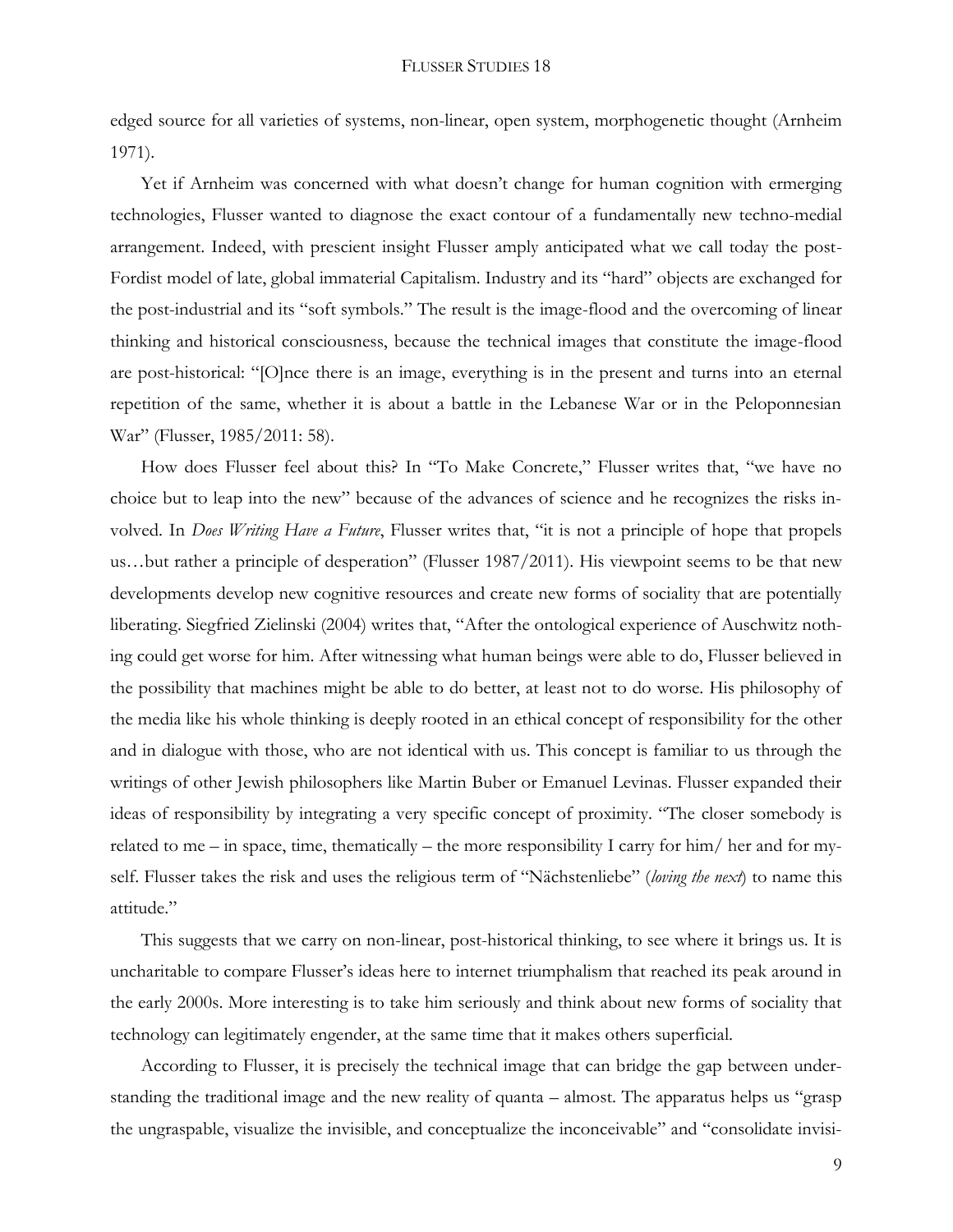edged source for all varieties of systems, non-linear, open system, morphogenetic thought (Arnheim 1971).

Yet if Arnheim was concerned with what doesn't change for human cognition with ermerging technologies, Flusser wanted to diagnose the exact contour of a fundamentally new techno-medial arrangement. Indeed, with prescient insight Flusser amply anticipated what we call today the post-Fordist model of late, global immaterial Capitalism. Industry and its "hard" objects are exchanged for the post-industrial and its "soft symbols." The result is the image-flood and the overcoming of linear thinking and historical consciousness, because the technical images that constitute the image-flood are post-historical: "[O]nce there is an image, everything is in the present and turns into an eternal repetition of the same, whether it is about a battle in the Lebanese War or in the Peloponnesian War" (Flusser, 1985/2011: 58).

How does Flusser feel about this? In "To Make Concrete," Flusser writes that, "we have no choice but to leap into the new" because of the advances of science and he recognizes the risks involved. In *Does Writing Have a Future*, Flusser writes that, "it is not a principle of hope that propels us…but rather a principle of desperation" (Flusser 1987/2011). His viewpoint seems to be that new developments develop new cognitive resources and create new forms of sociality that are potentially liberating. Siegfried Zielinski (2004) writes that, "After the ontological experience of Auschwitz nothing could get worse for him. After witnessing what human beings were able to do, Flusser believed in the possibility that machines might be able to do better, at least not to do worse. His philosophy of the media like his whole thinking is deeply rooted in an ethical concept of responsibility for the other and in dialogue with those, who are not identical with us. This concept is familiar to us through the writings of other Jewish philosophers like Martin Buber or Emanuel Levinas. Flusser expanded their ideas of responsibility by integrating a very specific concept of proximity. "The closer somebody is related to me – in space, time, thematically – the more responsibility I carry for him/ her and for myself. Flusser takes the risk and uses the religious term of "Nächstenliebe" (*loving the next*) to name this attitude."

This suggests that we carry on non-linear, post-historical thinking, to see where it brings us. It is uncharitable to compare Flusser's ideas here to internet triumphalism that reached its peak around in the early 2000s. More interesting is to take him seriously and think about new forms of sociality that technology can legitimately engender, at the same time that it makes others superficial.

According to Flusser, it is precisely the technical image that can bridge the gap between understanding the traditional image and the new reality of quanta – almost. The apparatus helps us "grasp the ungraspable, visualize the invisible, and conceptualize the inconceivable" and "consolidate invisi-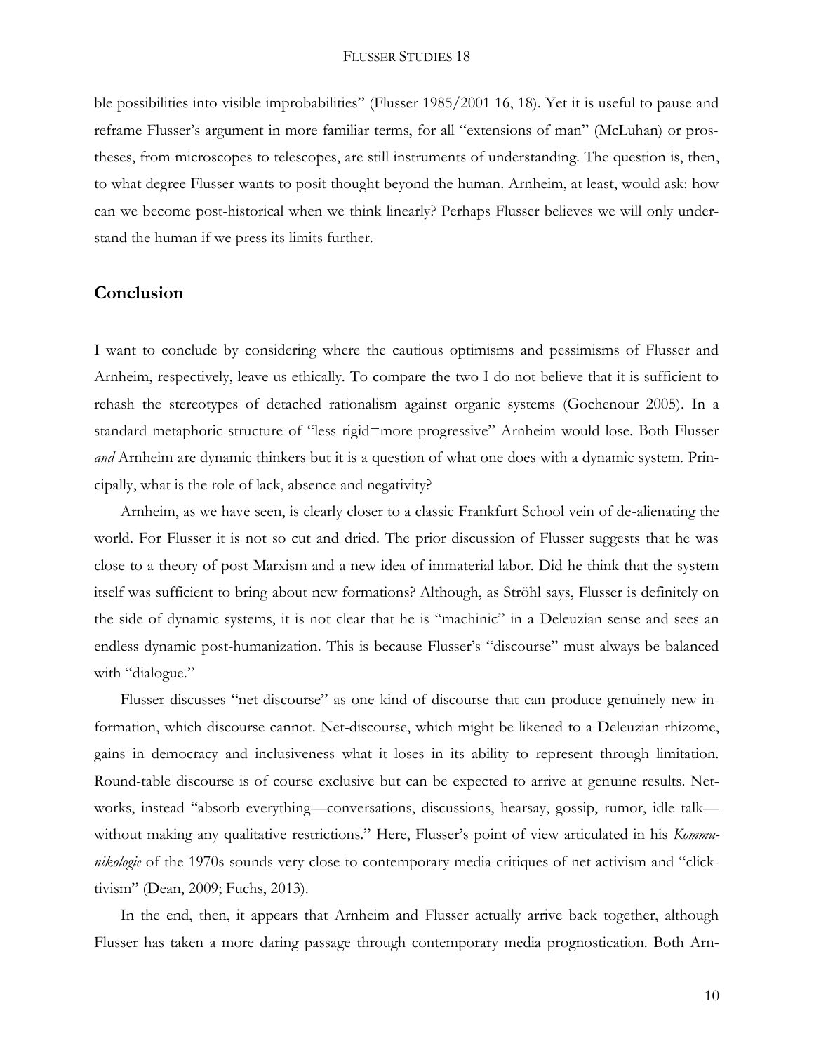ble possibilities into visible improbabilities" (Flusser 1985/2001 16, 18). Yet it is useful to pause and reframe Flusser's argument in more familiar terms, for all "extensions of man" (McLuhan) or prostheses, from microscopes to telescopes, are still instruments of understanding. The question is, then, to what degree Flusser wants to posit thought beyond the human. Arnheim, at least, would ask: how can we become post-historical when we think linearly? Perhaps Flusser believes we will only understand the human if we press its limits further.

## Conclusion

I want to conclude by considering where the cautious optimisms and pessimisms of Flusser and Arnheim, respectively, leave us ethically. To compare the two I do not believe that it is sufficient to rehash the stereotypes of detached rationalism against organic systems (Gochenour 2005). In a standard metaphoric structure of "less rigid=more progressive" Arnheim would lose. Both Flusser *and* Arnheim are dynamic thinkers but it is a question of what one does with a dynamic system. Principally, what is the role of lack, absence and negativity?

Arnheim, as we have seen, is clearly closer to a classic Frankfurt School vein of de-alienating the world. For Flusser it is not so cut and dried. The prior discussion of Flusser suggests that he was close to a theory of post-Marxism and a new idea of immaterial labor. Did he think that the system itself was sufficient to bring about new formations? Although, as Ströhl says, Flusser is definitely on the side of dynamic systems, it is not clear that he is "machinic" in a Deleuzian sense and sees an endless dynamic post-humanization. This is because Flusser's "discourse" must always be balanced with "dialogue."

Flusser discusses "net-discourse" as one kind of discourse that can produce genuinely new information, which discourse cannot. Net-discourse, which might be likened to a Deleuzian rhizome, gains in democracy and inclusiveness what it loses in its ability to represent through limitation. Round-table discourse is of course exclusive but can be expected to arrive at genuine results. Networks, instead "absorb everything—conversations, discussions, hearsay, gossip, rumor, idle talk—without making any qualitative restrictions." Here, Flusser's point of view articulated in his *Kommunikologie* of the 1970s sounds very close to contemporary media critiques of net activism and "clicktivism" (Dean, 2009; Fuchs, 2013).

In the end, then, it appears that Arnheim and Flusser actually arrive back together, although Flusser has taken a more daring passage through contemporary media prognostication. Both Arn-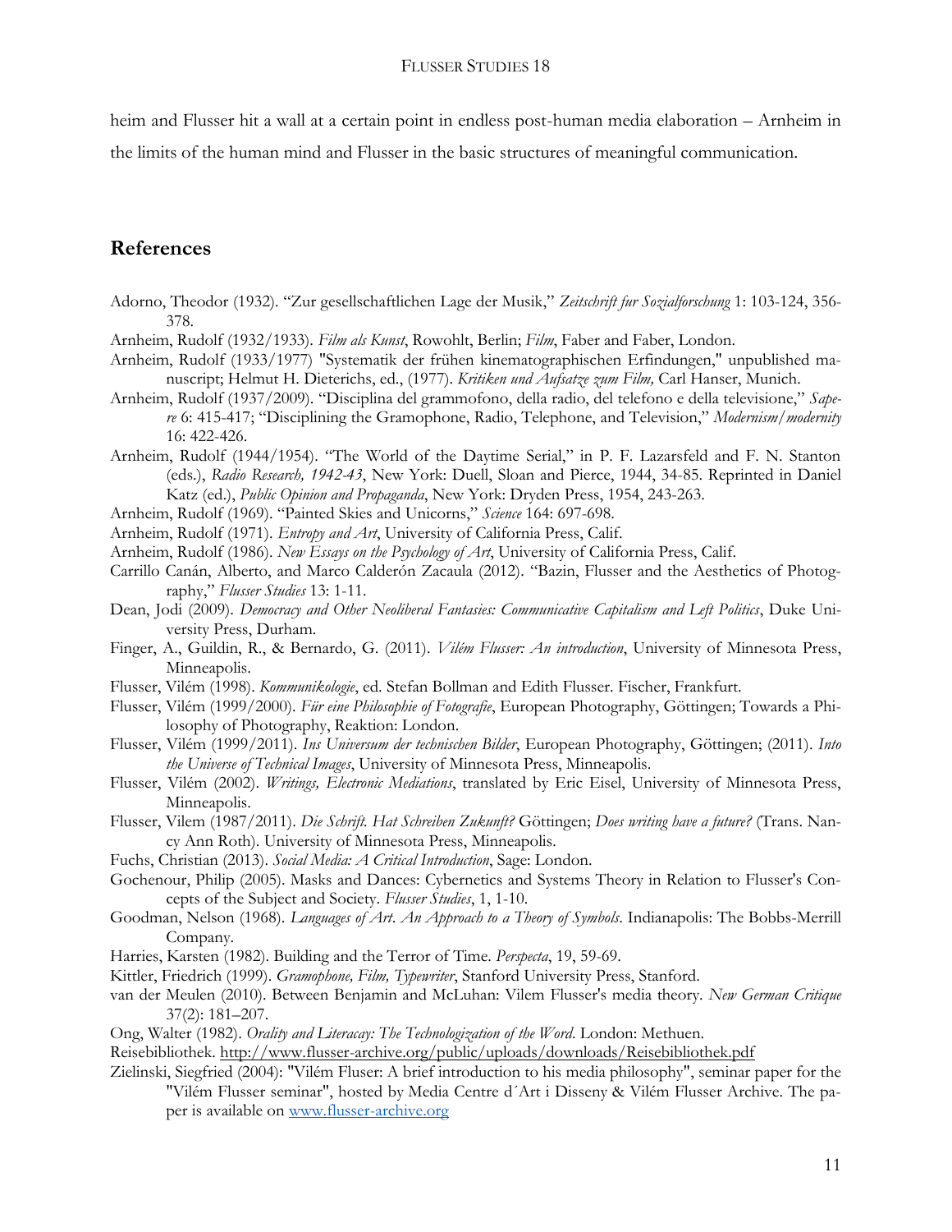heim and Flusser hit a wall at a certain point in endless post-human media elaboration – Arnheim in the limits of the human mind and Flusser in the basic structures of meaningful communication.

## References

Adorno, Theodor (1932). "Zur gesellschaftlichen Lage der Musik," *Zeitschrift fur Sozialforschung* 1: 103-124, 356-378.

Arnheim, Rudolf (1932/1933). *Film als Kunst*, Rowohlt, Berlin; *Film*, Faber and Faber, London.

Arnheim, Rudolf (1933/1977) "Systematik der frühen kinematographischen Erfindungen," unpublished manuscript; Helmut H. Dieterichs, ed., (1977). *Kritiken und Aufsatze zum Film,* Carl Hanser, Munich.

Arnheim, Rudolf (1937/2009). "Disciplina del grammofono, della radio, del telefono e della televisione," *Sapere* 6: 415-417; "Disciplining the Gramophone, Radio, Telephone, and Television," *Modernism/modernity* 16: 422-426.

Arnheim, Rudolf (1944/1954). "The World of the Daytime Serial," in P. F. Lazarsfeld and F. N. Stanton (eds.), *Radio Research, 1942-43*, New York: Duell, Sloan and Pierce, 1944, 34-85. Reprinted in Daniel Katz (ed.), *Public Opinion and Propaganda*, New York: Dryden Press, 1954, 243-263.

Arnheim, Rudolf (1969). "Painted Skies and Unicorns," *Science* 164: 697-698.

Arnheim, Rudolf (1971). *Entropy and Art*, University of California Press, Calif.

Arnheim, Rudolf (1986). *New Essays on the Psychology of Art*, University of California Press, Calif.

Carrillo Canán, Alberto, and Marco Calderón Zacaula (2012). "Bazin, Flusser and the Aesthetics of Photography," *Flusser Studies* 13: 1-11.

Dean, Jodi (2009). *Democracy and Other Neoliberal Fantasies: Communicative Capitalism and Left Politics*, Duke University Press, Durham.

Finger, A., Guildin, R., & Bernardo, G. (2011). *Vilém Flusser: An introduction*, University of Minnesota Press, Minneapolis.

Flusser, Vilém (1998). *Kommunikologie*, ed. Stefan Bollman and Edith Flusser. Fischer, Frankfurt.

Flusser, Vilém (1999/2000). *Für eine Philosophie of Fotografie*, European Photography, Göttingen; Towards a Philosophy of Photography, Reaktion: London.

Flusser, Vilém (1999/2011). *Ins Universum der technischen Bilder*, European Photography, Göttingen; (2011). *Into the Universe of Technical Images*, University of Minnesota Press, Minneapolis.

Flusser, Vilém (2002). *Writings, Electronic Mediations*, translated by Eric Eisel, University of Minnesota Press, Minneapolis.

Flusser, Vilem (1987/2011). *Die Schrift. Hat Schreiben Zukunft?* Göttingen; *Does writing have a future?* (Trans. Nancy Ann Roth). University of Minnesota Press, Minneapolis.

Fuchs, Christian (2013). *Social Media: A Critical Introduction*, Sage: London.

Gochenour, Philip (2005). Masks and Dances: Cybernetics and Systems Theory in Relation to Flusser's Concepts of the Subject and Society. *Flusser Studies*, 1, 1-10.

Goodman, Nelson (1968). *Languages of Art. An Approach to a Theory of Symbols*. Indianapolis: The Bobbs-Merrill Company.

Harries, Karsten (1982). Building and the Terror of Time. *Perspecta*, 19, 59-69.

Kittler, Friedrich (1999). *Gramophone, Film, Typewriter*, Stanford University Press, Stanford.

van der Meulen (2010). Between Benjamin and McLuhan: Vilem Flusser's media theory. *New German Critique* 37(2): 181–207.

Ong, Walter (1982). *Orality and Literacay: The Technologization of the Word*. London: Methuen.

Reisebibliothek. http://www.flusser-archive.org/public/uploads/downloads/Reisebibliothek.pdf

Zielinski, Siegfried (2004): "Vilém Fluser: A brief introduction to his media philosophy", seminar paper for the "Vilém Flusser seminar", hosted by Media Centre d´Art i Disseny & Vilém Flusser Archive. The paper is available on www.flusser-archive.org